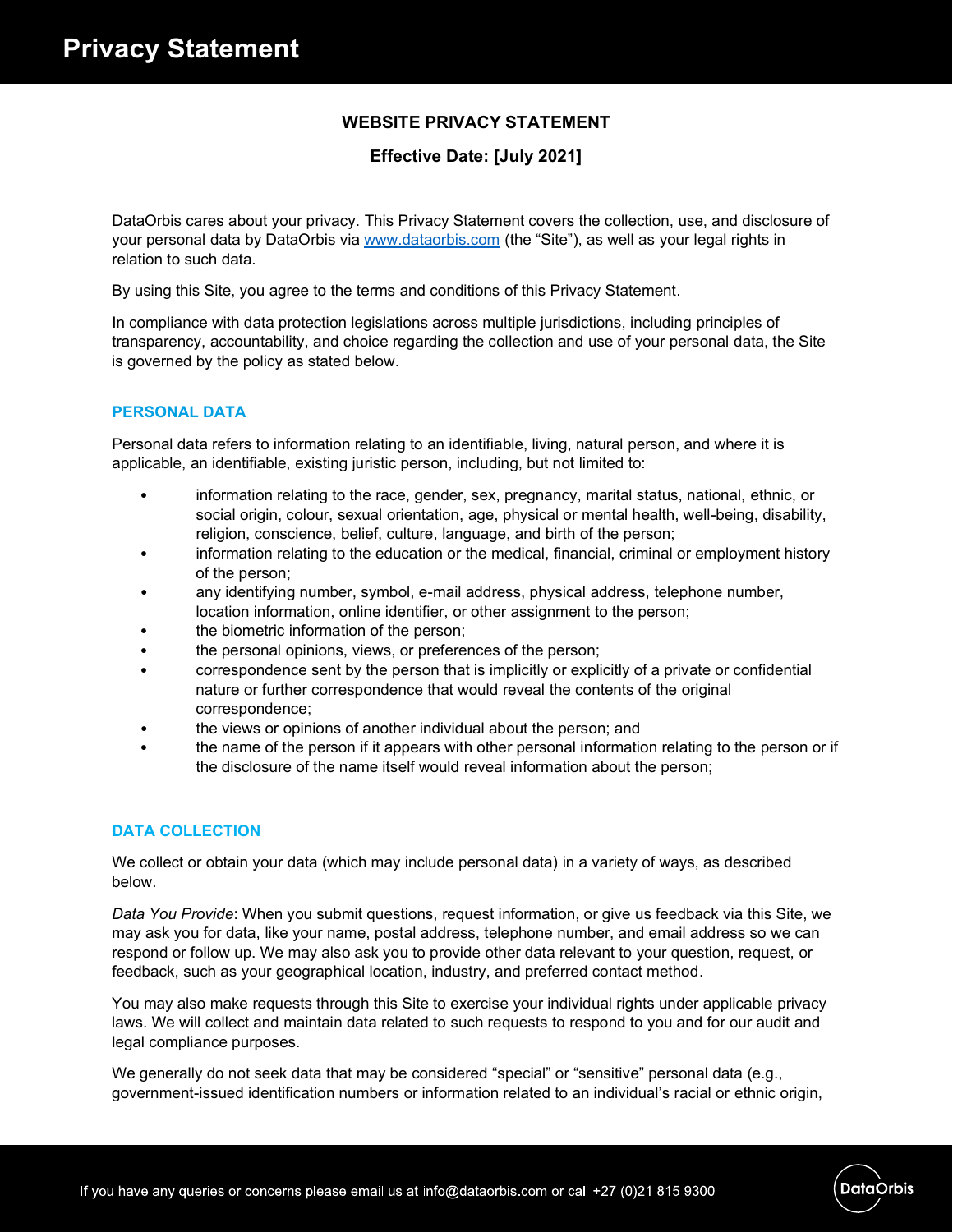# WEBSITE PRIVACY STATEMENT

**Effective Date: [July 2021]**

DataOrbis cares about your privacy. This Privacy Statement covers the collection, use, and disclosure of your personal data by DataOrbis via www.dataorbis.com (the "Site"), as well as your legal rights in relation to such data.

By using this Site, you agree to the terms and conditions of this Privacy Statement.

In compliance with data protection legislations across multiple jurisdictions, including principles of transparency, accountability, and choice regarding the collection and use of your personal data, the Site is governed by the policy as stated below.

## PERSONAL DATA

Personal data refers to information relating to an identifiable, living, natural person, and where it is applicable, an identifiable, existing juristic person, including, but not limited to:

- information relating to the race, gender, sex, pregnancy, marital status, national, ethnic, or social origin, colour, sexual orientation, age, physical or mental health, well-being, disability, religion, conscience, belief, culture, language, and birth of the person;
- information relating to the education or the medical, financial, criminal or employment history of the person;
- any identifying number, symbol, e-mail address, physical address, telephone number, location information, online identifier, or other assignment to the person;
- the biometric information of the person;
- the personal opinions, views, or preferences of the person;
- correspondence sent by the person that is implicitly or explicitly of a private or confidential nature or further correspondence that would reveal the contents of the original correspondence;
- the views or opinions of another individual about the person; and
- the name of the person if it appears with other personal information relating to the person or if the disclosure of the name itself would reveal information about the person;

## DATA COLLECTION

We collect or obtain your data (which may include personal data) in a variety of ways, as described below.

*Data You Provide*: When you submit questions, request information, or give us feedback via this Site, we may ask you for data, like your name, postal address, telephone number, and email address so we can respond or follow up. We may also ask you to provide other data relevant to your question, request, or feedback, such as your geographical location, industry, and preferred contact method.

You may also make requests through this Site to exercise your individual rights under applicable privacy laws. We will collect and maintain data related to such requests to respond to you and for our audit and legal compliance purposes.

We generally do not seek data that may be considered "special" or "sensitive" personal data (e.g., government-issued identification numbers or information related to an individual's racial or ethnic origin,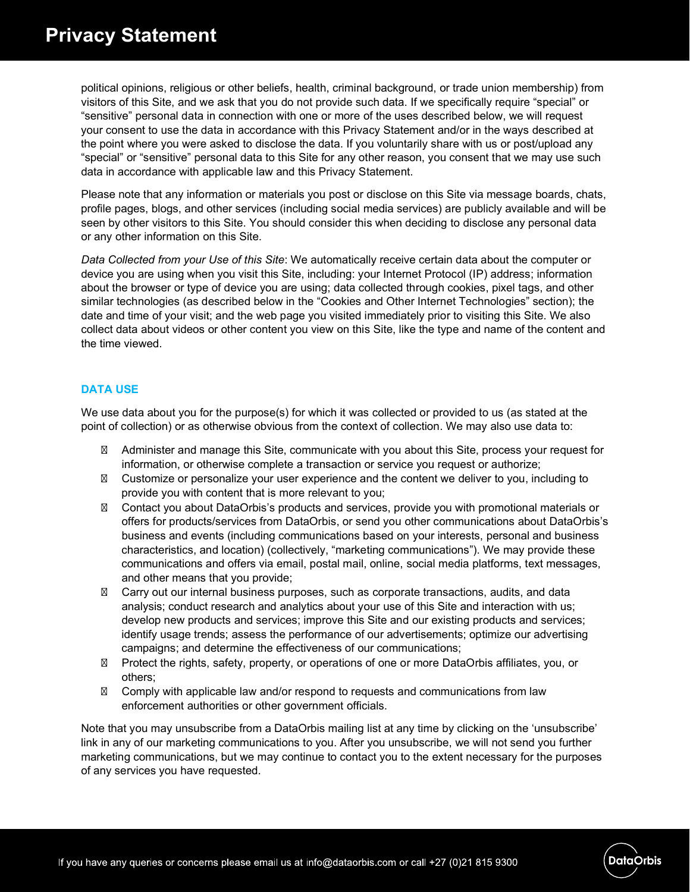political opinions, religious or other beliefs, health, criminal background, or trade union membership) from visitors of this Site, and we ask that you do not provide such data. If we specifically require “special” or “sensitive” personal data in connection with one or more of the uses described below, we will request your consent to use the data in accordance with this Privacy Statement and/or in the ways described at the point where you were asked to disclose the data. If you voluntarily share with us or post/upload any “special” or “sensitive” personal data to this Site for any other reason, you consent that we may use such data in accordance with applicable law and this Privacy Statement.

Please note that any information or materials you post or disclose on this Site via message boards, chats, profile pages, blogs, and other services (including social media services) are publicly available and will be seen by other visitors to this Site. You should consider this when deciding to disclose any personal data or any other information on this Site.

*Data Collected from your Use of this Site*: We automatically receive certain data about the computer or device you are using when you visit this Site, including: your Internet Protocol (IP) address; information about the browser or type of device you are using; data collected through cookies, pixel tags, and other similar technologies (as described below in the “Cookies and Other Internet Technologies” section); the date and time of your visit; and the web page you visited immediately prior to visiting this Site. We also collect data about videos or other content you view on this Site, like the type and name of the content and the time viewed.

## DATA USE

We use data about you for the purpose(s) for which it was collected or provided to us (as stated at the point of collection) or as otherwise obvious from the context of collection. We may also use data to:

- Administer and manage this Site, communicate with you about this Site, process your request for information, or otherwise complete a transaction or service you request or authorize;
- Customize or personalize your user experience and the content we deliver to you, including to provide you with content that is more relevant to you;
- Contact you about DataOrbis’s products and services, provide you with promotional materials or offers for products/services from DataOrbis, or send you other communications about DataOrbis’s business and events (including communications based on your interests, personal and business characteristics, and location) (collectively, “marketing communications”). We may provide these communications and offers via email, postal mail, online, social media platforms, text messages, and other means that you provide;
- Carry out our internal business purposes, such as corporate transactions, audits, and data analysis; conduct research and analytics about your use of this Site and interaction with us; develop new products and services; improve this Site and our existing products and services; identify usage trends; assess the performance of our advertisements; optimize our advertising campaigns; and determine the effectiveness of our communications;
- Protect the rights, safety, property, or operations of one or more DataOrbis affiliates, you, or others;
- Comply with applicable law and/or respond to requests and communications from law enforcement authorities or other government officials.

Note that you may unsubscribe from a DataOrbis mailing list at any time by clicking on the ‘unsubscribe’ link in any of our marketing communications to you. After you unsubscribe, we will not send you further marketing communications, but we may continue to contact you to the extent necessary for the purposes of any services you have requested.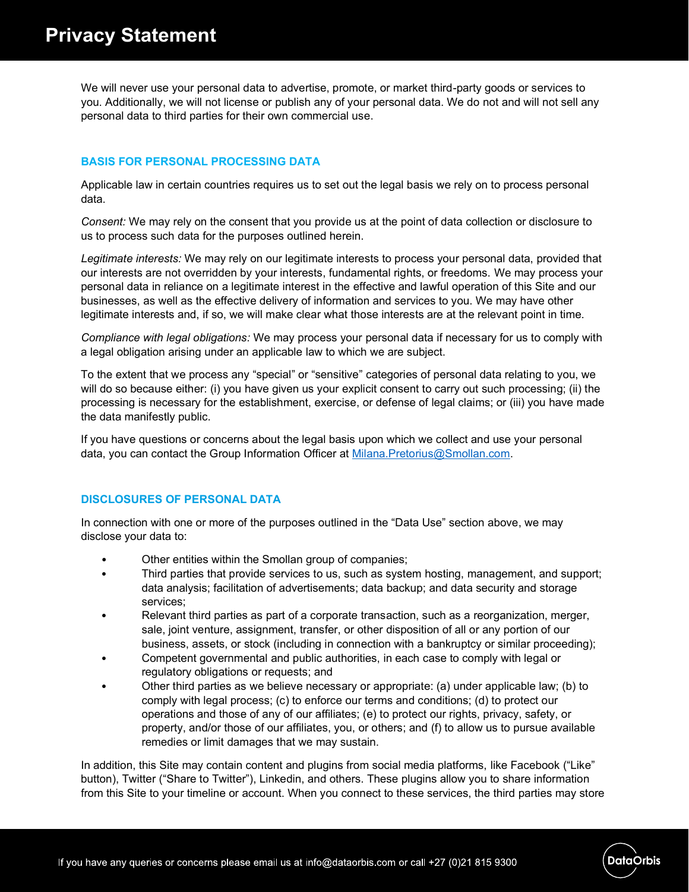We will never use your personal data to advertise, promote, or market third-party goods or services to you. Additionally, we will not license or publish any of your personal data. We do not and will not sell any personal data to third parties for their own commercial use.

## BASIS FOR PERSONAL PROCESSING DATA

Applicable law in certain countries requires us to set out the legal basis we rely on to process personal data.

*Consent:* We may rely on the consent that you provide us at the point of data collection or disclosure to us to process such data for the purposes outlined herein.

*Legitimate interests:* We may rely on our legitimate interests to process your personal data, provided that our interests are not overridden by your interests, fundamental rights, or freedoms. We may process your personal data in reliance on a legitimate interest in the effective and lawful operation of this Site and our businesses, as well as the effective delivery of information and services to you. We may have other legitimate interests and, if so, we will make clear what those interests are at the relevant point in time.

*Compliance with legal obligations:* We may process your personal data if necessary for us to comply with a legal obligation arising under an applicable law to which we are subject.

To the extent that we process any "special" or "sensitive" categories of personal data relating to you, we will do so because either: (i) you have given us your explicit consent to carry out such processing; (ii) the processing is necessary for the establishment, exercise, or defense of legal claims; or (iii) you have made the data manifestly public.

If you have questions or concerns about the legal basis upon which we collect and use your personal data, you can contact the Group Information Officer at [Milana.Pretorius@Smollan.com](mailto:Milana.Pretorius@Smollan.com).

## DISCLOSURES OF PERSONAL DATA

In connection with one or more of the purposes outlined in the "Data Use" section above, we may disclose your data to:

- Other entities within the Smollan group of companies;
- Third parties that provide services to us, such as system hosting, management, and support; data analysis; facilitation of advertisements; data backup; and data security and storage services;
- Relevant third parties as part of a corporate transaction, such as a reorganization, merger, sale, joint venture, assignment, transfer, or other disposition of all or any portion of our business, assets, or stock (including in connection with a bankruptcy or similar proceeding);
- Competent governmental and public authorities, in each case to comply with legal or regulatory obligations or requests; and
- Other third parties as we believe necessary or appropriate: (a) under applicable law; (b) to comply with legal process; (c) to enforce our terms and conditions; (d) to protect our operations and those of any of our affiliates; (e) to protect our rights, privacy, safety, or property, and/or those of our affiliates, you, or others; and (f) to allow us to pursue available remedies or limit damages that we may sustain.

In addition, this Site may contain content and plugins from social media platforms, like Facebook ("Like" button), Twitter ("Share to Twitter"), Linkedin, and others. These plugins allow you to share information from this Site to your timeline or account. When you connect to these services, the third parties may store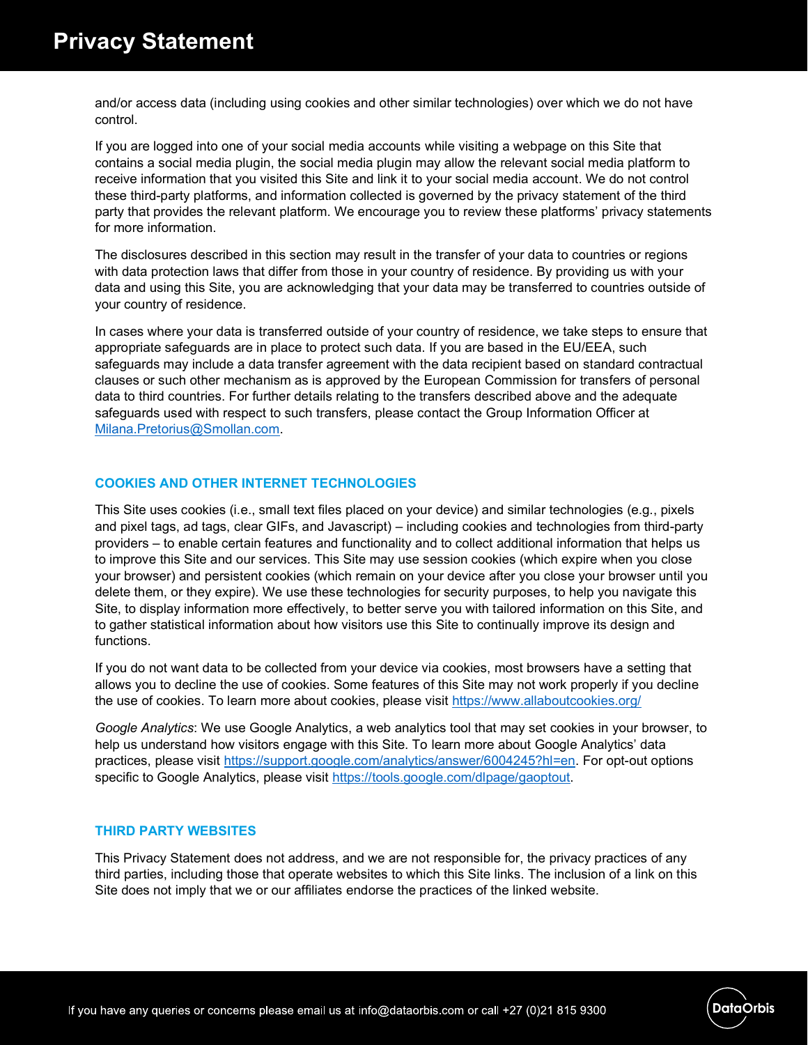and/or access data (including using cookies and other similar technologies) over which we do not have control.

If you are logged into one of your social media accounts while visiting a webpage on this Site that contains a social media plugin, the social media plugin may allow the relevant social media platform to receive information that you visited this Site and link it to your social media account. We do not control these third-party platforms, and information collected is governed by the privacy statement of the third party that provides the relevant platform. We encourage you to review these platforms' privacy statements for more information.

The disclosures described in this section may result in the transfer of your data to countries or regions with data protection laws that differ from those in your country of residence. By providing us with your data and using this Site, you are acknowledging that your data may be transferred to countries outside of your country of residence.

In cases where your data is transferred outside of your country of residence, we take steps to ensure that appropriate safeguards are in place to protect such data. If you are based in the EU/EEA, such safeguards may include a data transfer agreement with the data recipient based on standard contractual clauses or such other mechanism as is approved by the European Commission for transfers of personal data to third countries. For further details relating to the transfers described above and the adequate safeguards used with respect to such transfers, please contact the Group Information Officer at Milana.Pretorius@Smollan.com.

## COOKIES AND OTHER INTERNET TECHNOLOGIES

This Site uses cookies (i.e., small text files placed on your device) and similar technologies (e.g., pixels and pixel tags, ad tags, clear GIFs, and Javascript) – including cookies and technologies from third-party providers – to enable certain features and functionality and to collect additional information that helps us to improve this Site and our services. This Site may use session cookies (which expire when you close your browser) and persistent cookies (which remain on your device after you close your browser until you delete them, or they expire). We use these technologies for security purposes, to help you navigate this Site, to display information more effectively, to better serve you with tailored information on this Site, and to gather statistical information about how visitors use this Site to continually improve its design and functions.

If you do not want data to be collected from your device via cookies, most browsers have a setting that allows you to decline the use of cookies. Some features of this Site may not work properly if you decline the use of cookies. To learn more about cookies, please visit https://www.allaboutcookies.org/

*Google Analytics*: We use Google Analytics, a web analytics tool that may set cookies in your browser, to help us understand how visitors engage with this Site. To learn more about Google Analytics' data practices, please visit https://support.google.com/analytics/answer/6004245?hl=en. For opt-out options specific to Google Analytics, please visit https://tools.google.com/dlpage/gaoptout.

## THIRD PARTY WEBSITES

This Privacy Statement does not address, and we are not responsible for, the privacy practices of any third parties, including those that operate websites to which this Site links. The inclusion of a link on this Site does not imply that we or our affiliates endorse the practices of the linked website.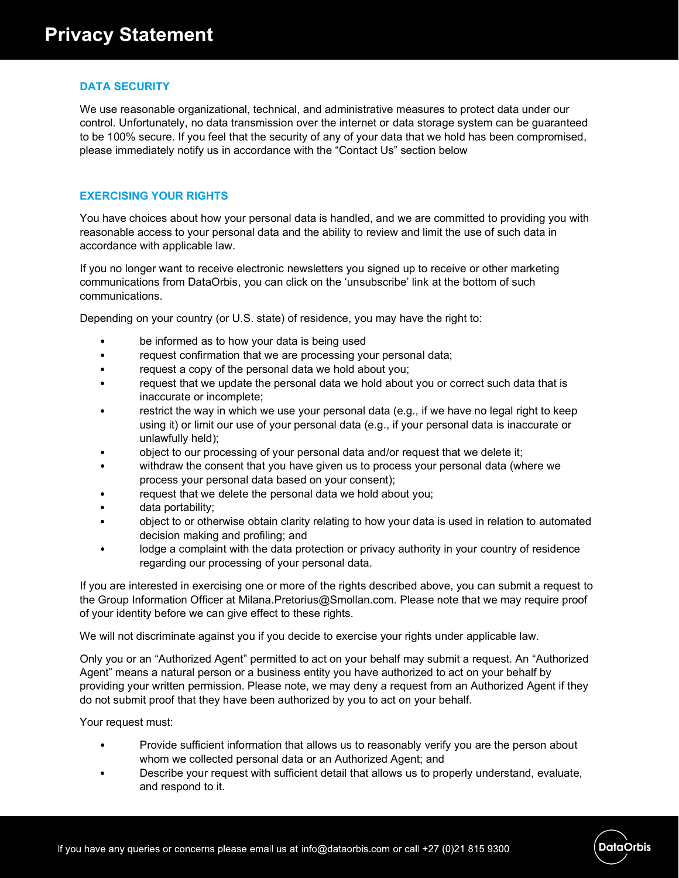## DATA SECURITY

We use reasonable organizational, technical, and administrative measures to protect data under our control. Unfortunately, no data transmission over the internet or data storage system can be guaranteed to be 100% secure. If you feel that the security of any of your data that we hold has been compromised, please immediately notify us in accordance with the "Contact Us" section below

## EXERCISING YOUR RIGHTS

You have choices about how your personal data is handled, and we are committed to providing you with reasonable access to your personal data and the ability to review and limit the use of such data in accordance with applicable law.

If you no longer want to receive electronic newsletters you signed up to receive or other marketing communications from DataOrbis, you can click on the 'unsubscribe' link at the bottom of such communications.

Depending on your country (or U.S. state) of residence, you may have the right to:

- be informed as to how your data is being used
- request confirmation that we are processing your personal data;
- request a copy of the personal data we hold about you;
- request that we update the personal data we hold about you or correct such data that is inaccurate or incomplete;
- restrict the way in which we use your personal data (e.g., if we have no legal right to keep using it) or limit our use of your personal data (e.g., if your personal data is inaccurate or unlawfully held);
- object to our processing of your personal data and/or request that we delete it;
- withdraw the consent that you have given us to process your personal data (where we process your personal data based on your consent);
- request that we delete the personal data we hold about you;
- data portability;
- object to or otherwise obtain clarity relating to how your data is used in relation to automated decision making and profiling; and
- lodge a complaint with the data protection or privacy authority in your country of residence regarding our processing of your personal data.

If you are interested in exercising one or more of the rights described above, you can submit a request to the Group Information Officer at Milana.Pretorius@Smollan.com. Please note that we may require proof of your identity before we can give effect to these rights.

We will not discriminate against you if you decide to exercise your rights under applicable law.

Only you or an "Authorized Agent" permitted to act on your behalf may submit a request. An "Authorized Agent" means a natural person or a business entity you have authorized to act on your behalf by providing your written permission. Please note, we may deny a request from an Authorized Agent if they do not submit proof that they have been authorized by you to act on your behalf.

Your request must:

- Provide sufficient information that allows us to reasonably verify you are the person about whom we collected personal data or an Authorized Agent; and
- Describe your request with sufficient detail that allows us to properly understand, evaluate, and respond to it.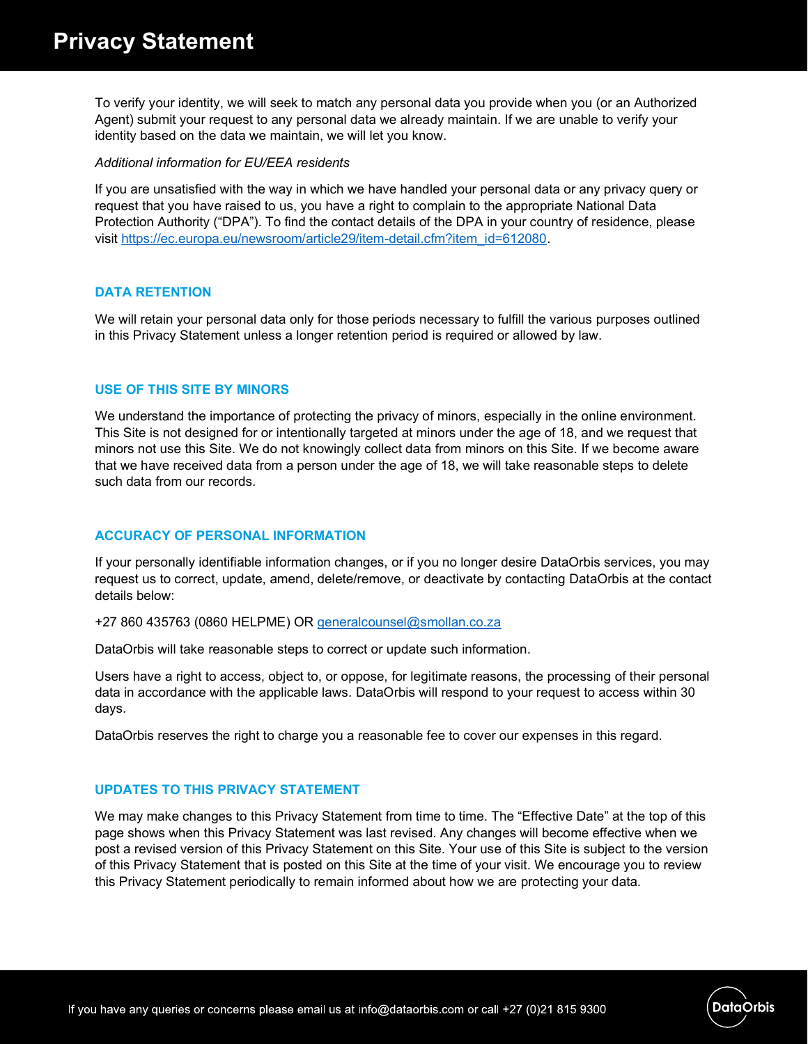To verify your identity, we will seek to match any personal data you provide when you (or an Authorized Agent) submit your request to any personal data we already maintain. If we are unable to verify your identity based on the data we maintain, we will let you know.

*Additional information for EU/EEA residents*

If you are unsatisfied with the way in which we have handled your personal data or any privacy query or request that you have raised to us, you have a right to complain to the appropriate National Data Protection Authority ("DPA"). To find the contact details of the DPA in your country of residence, please visit https://ec.europa.eu/newsroom/article29/item-detail.cfm?item_id=612080.

## DATA RETENTION

We will retain your personal data only for those periods necessary to fulfill the various purposes outlined in this Privacy Statement unless a longer retention period is required or allowed by law.

## USE OF THIS SITE BY MINORS

We understand the importance of protecting the privacy of minors, especially in the online environment. This Site is not designed for or intentionally targeted at minors under the age of 18, and we request that minors not use this Site. We do not knowingly collect data from minors on this Site. If we become aware that we have received data from a person under the age of 18, we will take reasonable steps to delete such data from our records.

## ACCURACY OF PERSONAL INFORMATION

If your personally identifiable information changes, or if you no longer desire DataOrbis services, you may request us to correct, update, amend, delete/remove, or deactivate by contacting DataOrbis at the contact details below:

+27 860 435763 (0860 HELPME) OR generalcounsel@smollan.co.za

DataOrbis will take reasonable steps to correct or update such information.

Users have a right to access, object to, or oppose, for legitimate reasons, the processing of their personal data in accordance with the applicable laws. DataOrbis will respond to your request to access within 30 days.

DataOrbis reserves the right to charge you a reasonable fee to cover our expenses in this regard.

## UPDATES TO THIS PRIVACY STATEMENT

We may make changes to this Privacy Statement from time to time. The "Effective Date" at the top of this page shows when this Privacy Statement was last revised. Any changes will become effective when we post a revised version of this Privacy Statement on this Site. Your use of this Site is subject to the version of this Privacy Statement that is posted on this Site at the time of your visit. We encourage you to review this Privacy Statement periodically to remain informed about how we are protecting your data.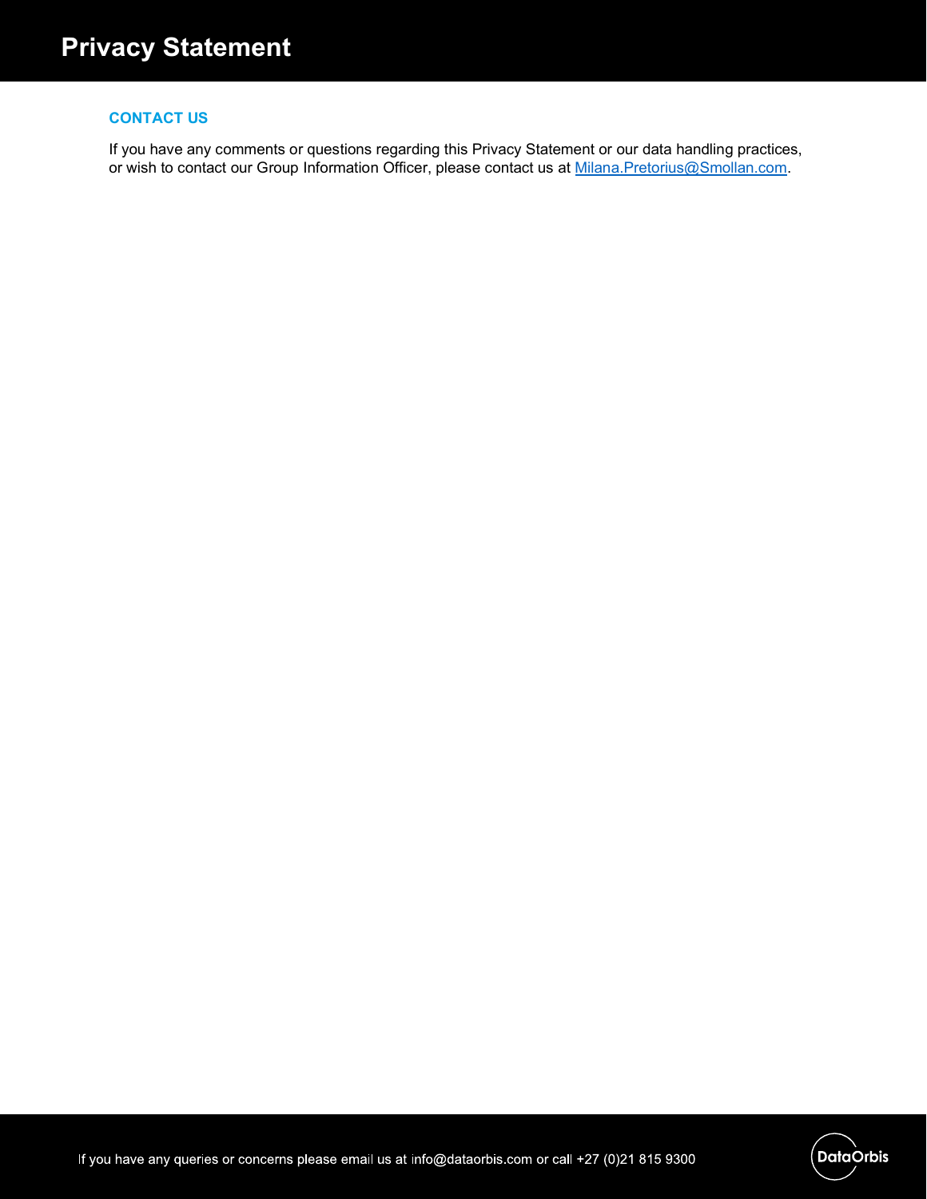## CONTACT US

If you have any comments or questions regarding this Privacy Statement or our data handling practices, or wish to contact our Group Information Officer, please contact us at Milana.Pretorius@Smollan.com.